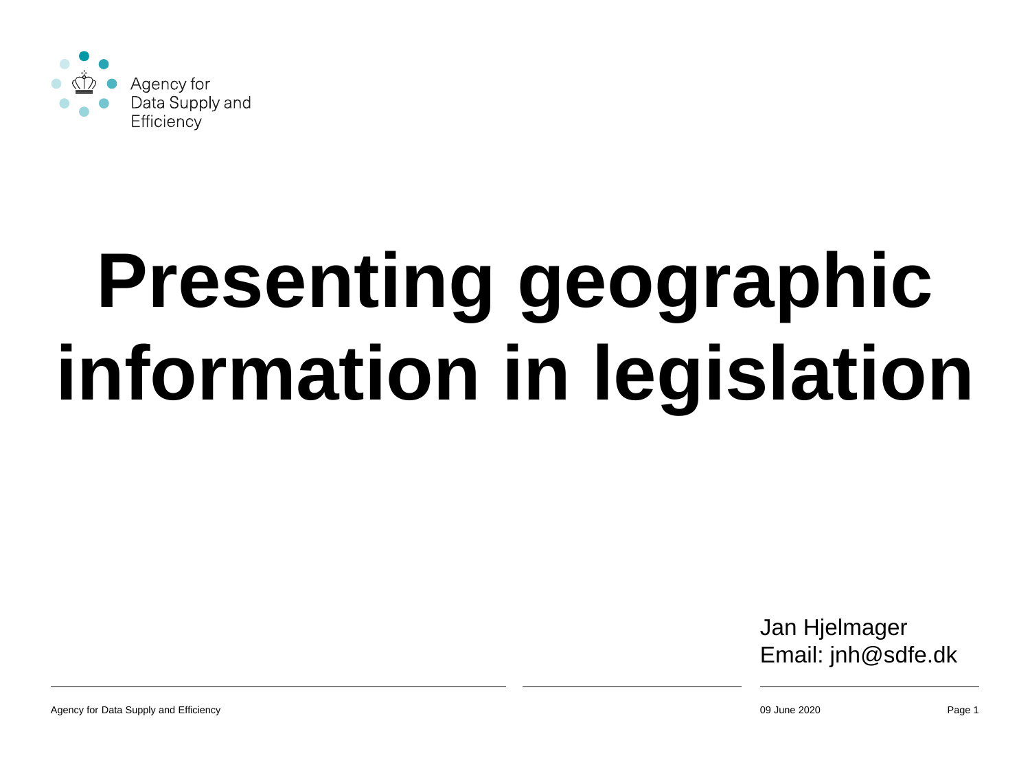Agency for
Data Supply and
Efficiency

# Presenting geographic information in legislation

Jan Hjelmager
Email: jnh@sdfe.dk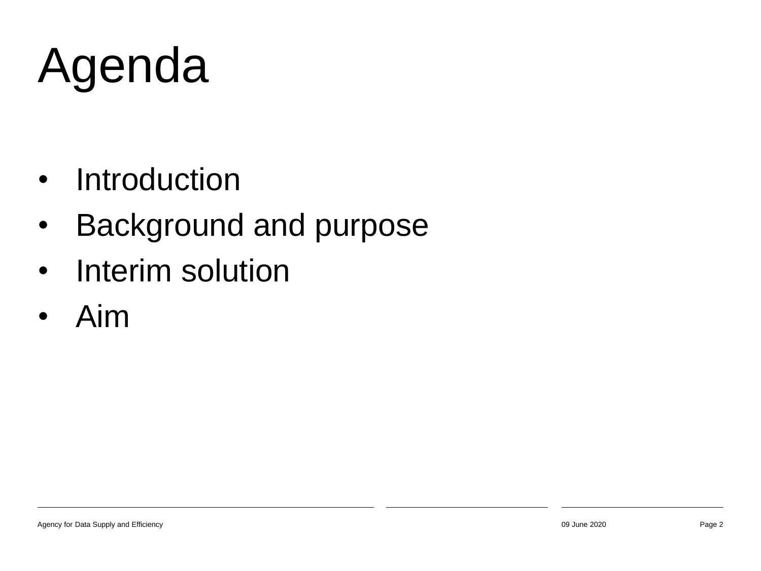# Agenda

- Introduction
- Background and purpose
- Interim solution
- Aim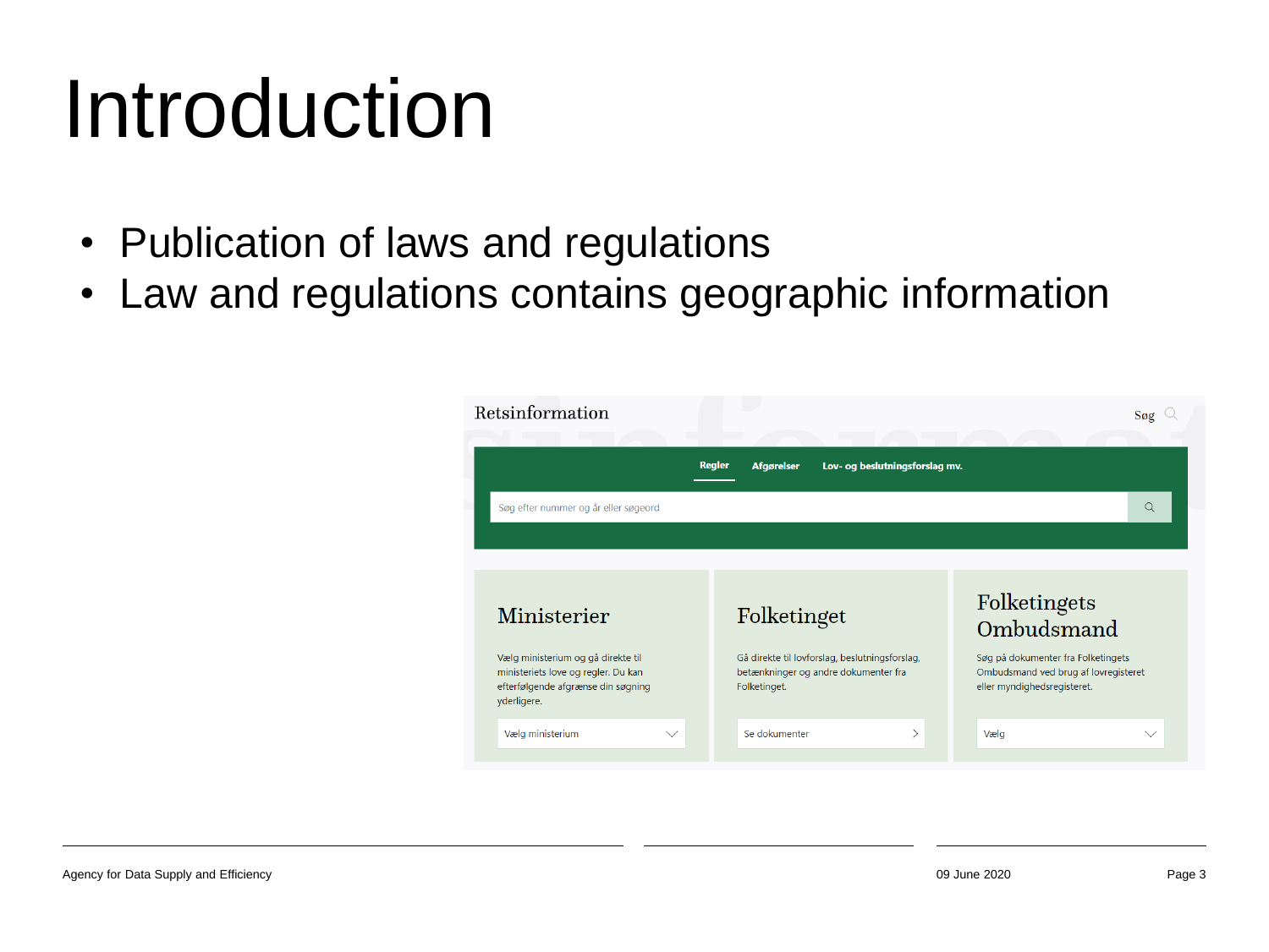# Introduction

- Publication of laws and regulations
- Law and regulations contains geographic information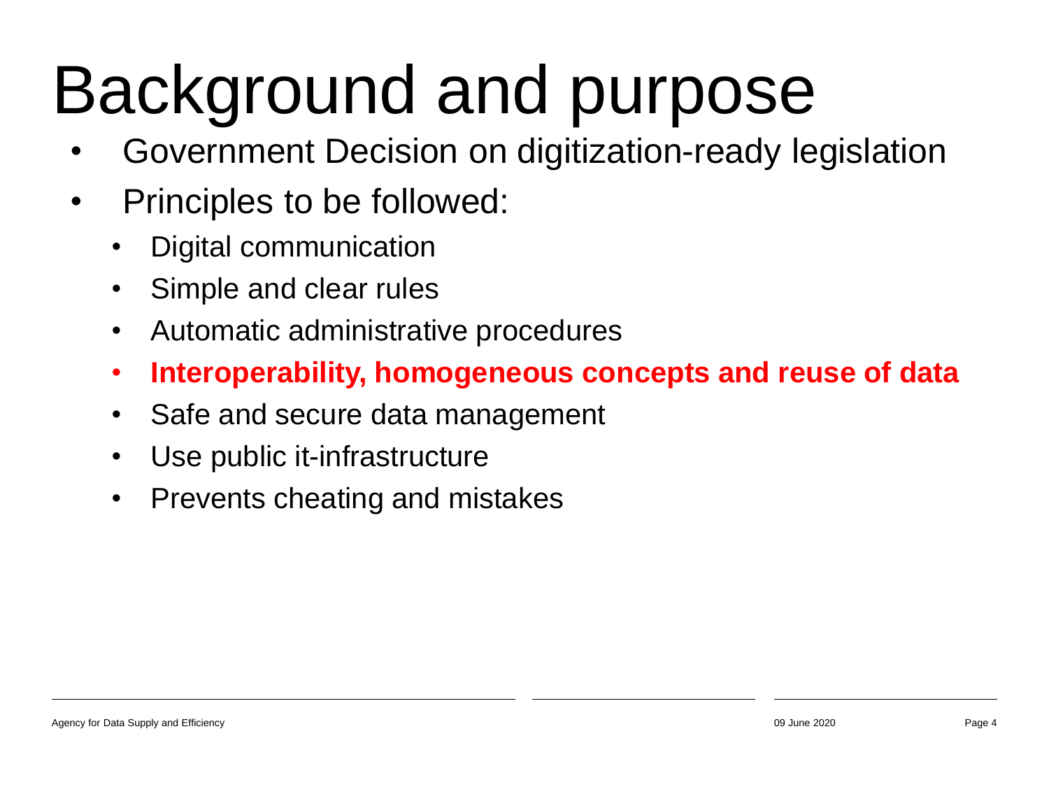# Background and purpose

- Government Decision on digitization-ready legislation
- Principles to be followed:
  - Digital communication
  - Simple and clear rules
  - Automatic administrative procedures
  - **Interoperability, homogeneous concepts and reuse of data**
  - Safe and secure data management
  - Use public it-infrastructure
  - Prevents cheating and mistakes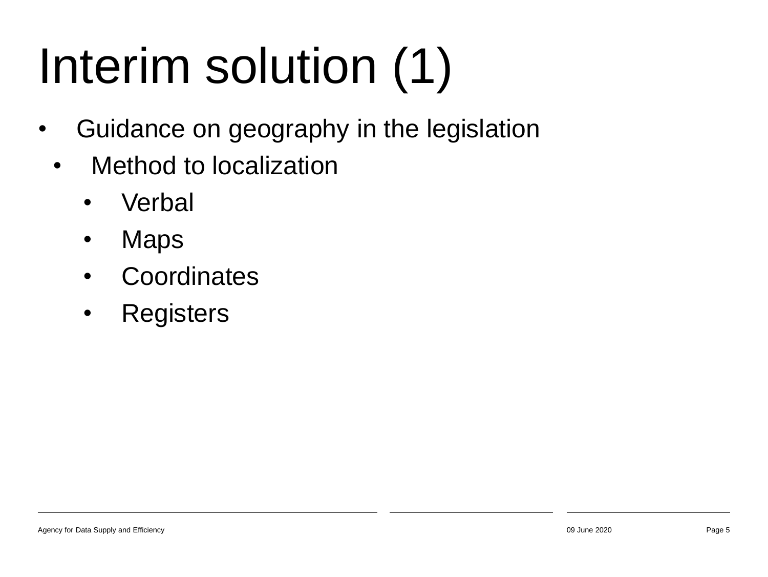# Interim solution (1)

- Guidance on geography in the legislation
  - Method to localization
    - Verbal
    - Maps
    - Coordinates
    - Registers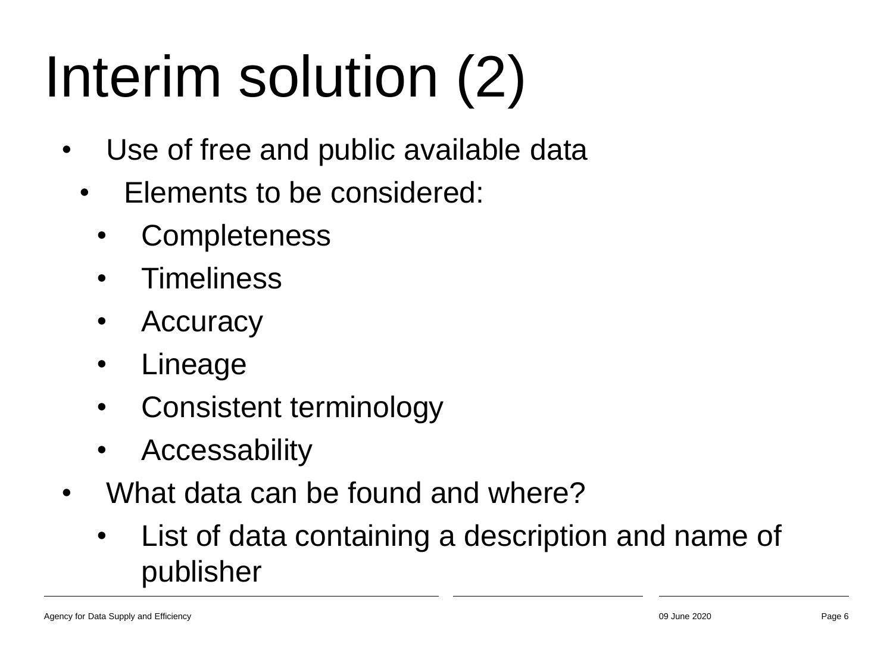# Interim solution (2)

- Use of free and public available data
  - Elements to be considered:
    - Completeness
    - Timeliness
    - Accuracy
    - Lineage
    - Consistent terminology
    - Accessability
- What data can be found and where?
  - List of data containing a description and name of publisher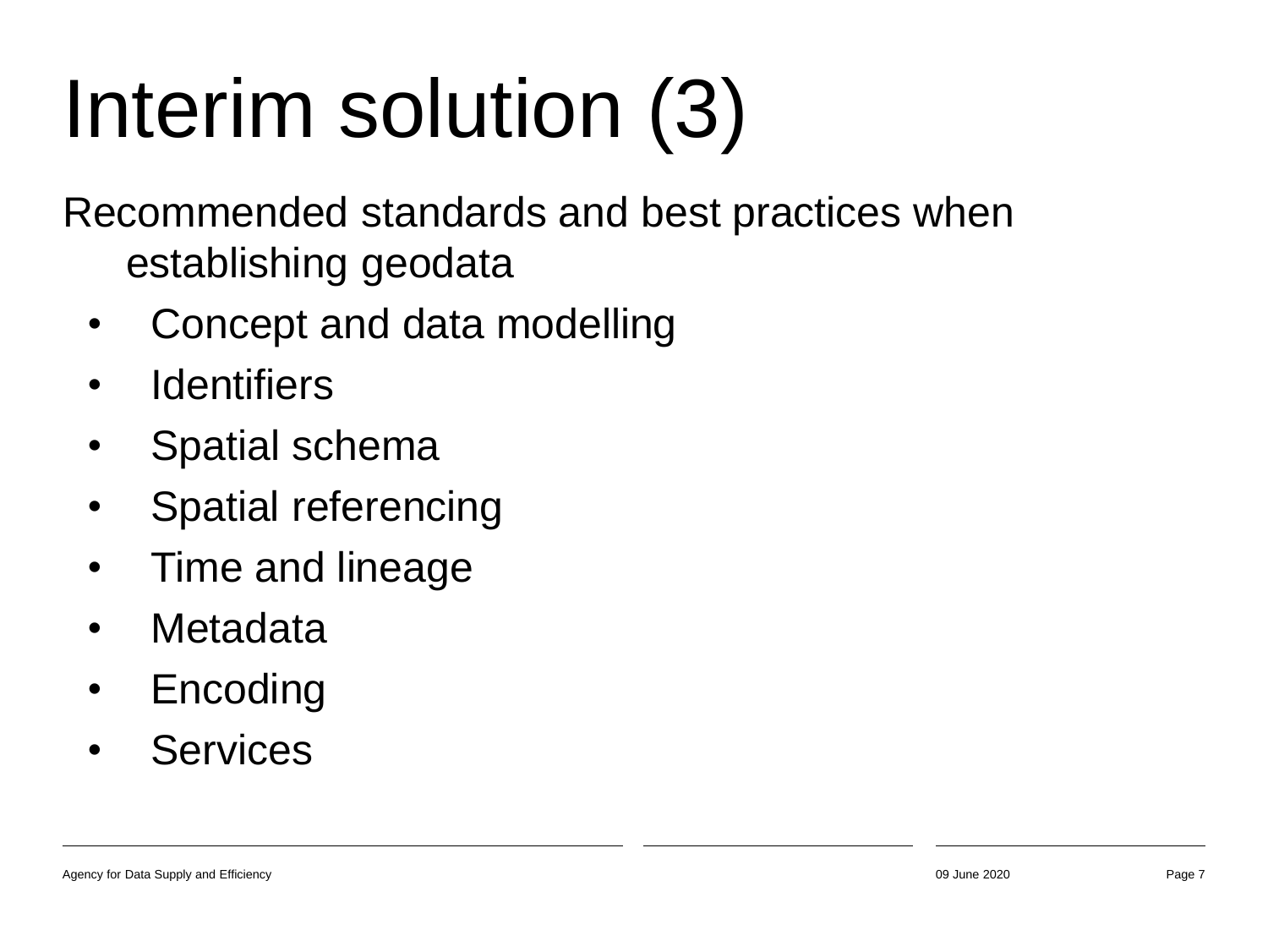# Interim solution (3)

Recommended standards and best practices when establishing geodata

- Concept and data modelling
- Identifiers
- Spatial schema
- Spatial referencing
- Time and lineage
- Metadata
- Encoding
- Services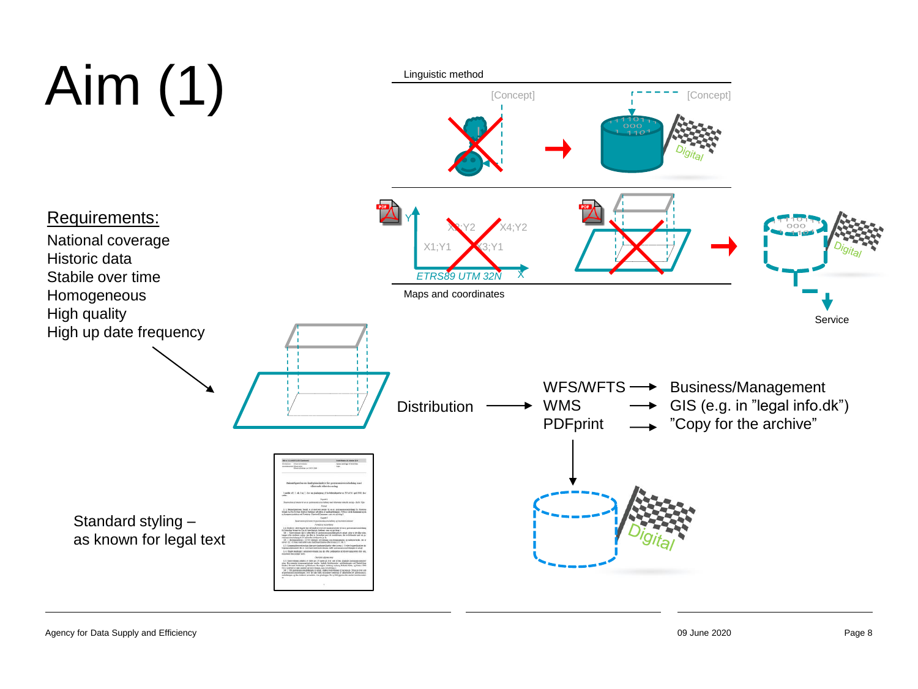# Aim (1)

Linguistic method

[Concept] [Concept]

Digital

Maps and coordinates

Y X2;Y2 X4;Y2 X1;Y1 X3;Y1 ETRS89 UTM 32N X

Digital

Service

## Requirements:

National coverage
Historic data
Stabile over time
Homogeneous
High quality
High up date frequency

Distribution → WFS/WFTS → Business/Management
WMS → GIS (e.g. in ”legal info.dk”)
PDFprint → ”Copy for the archive”

Digital

Standard styling –
as known for legal text

Agency for Data Supply and Efficiency

09 June 2020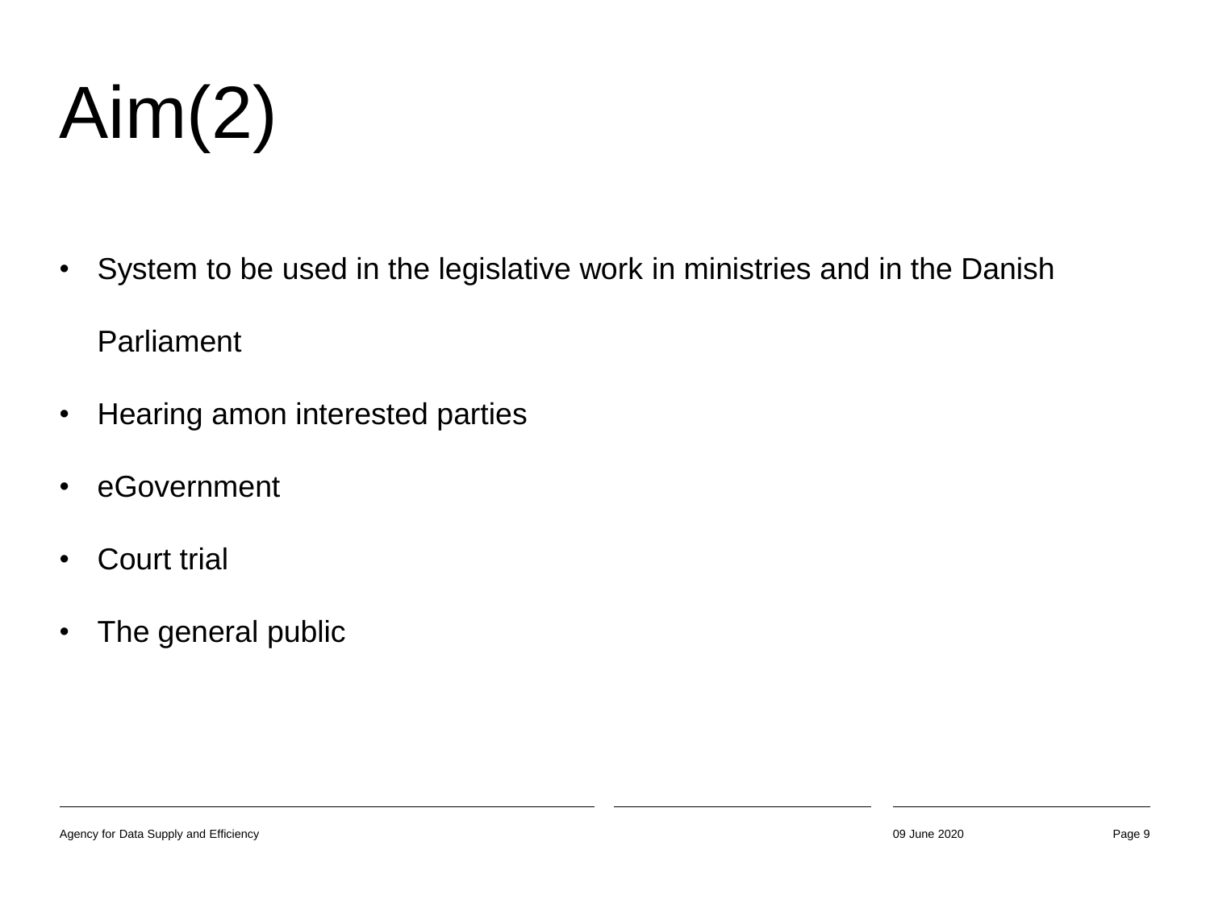# Aim(2)

- System to be used in the legislative work in ministries and in the Danish Parliament
- Hearing amon interested parties
- eGovernment
- Court trial
- The general public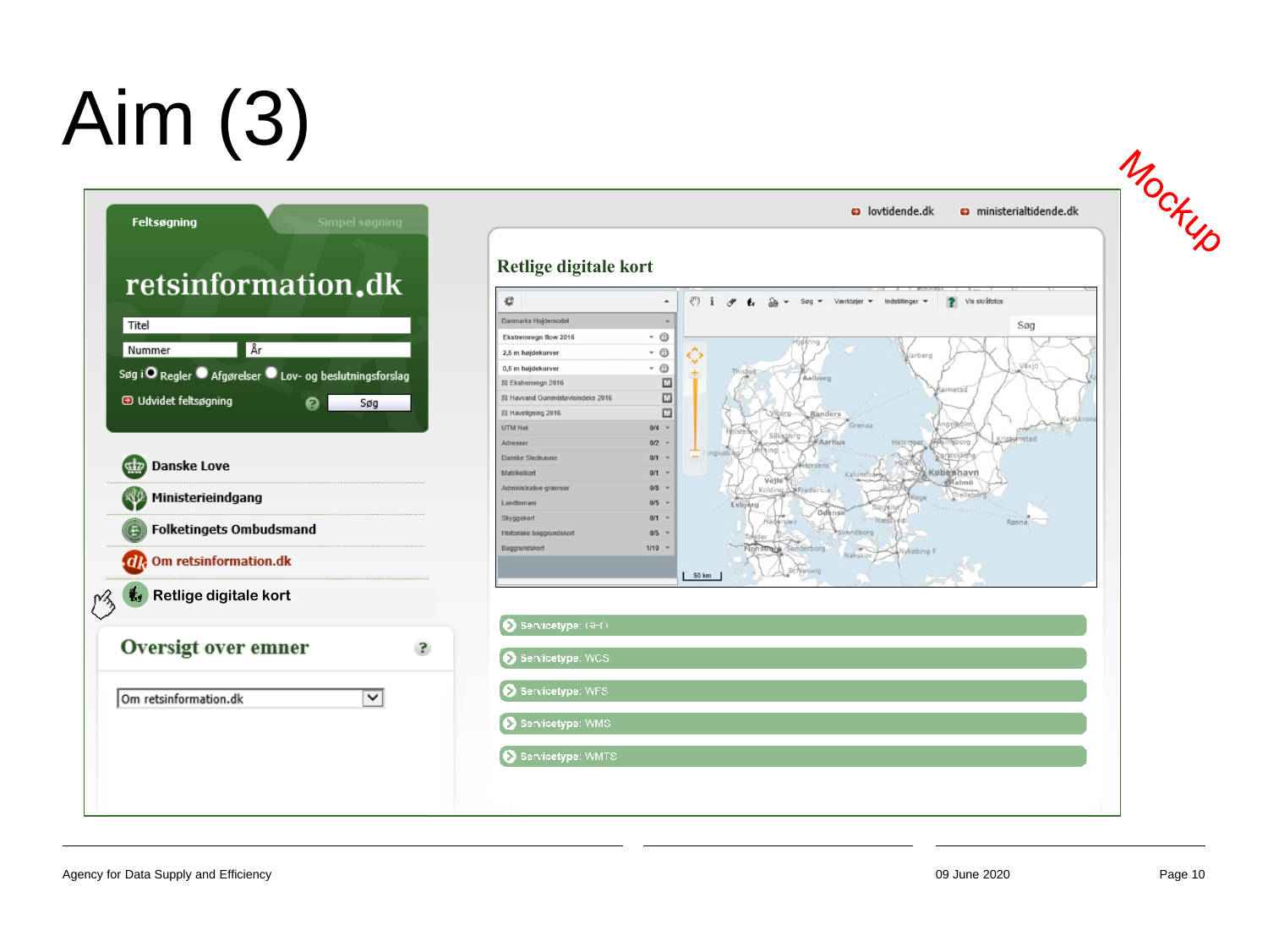# Aim (3)

Mockup

Feltsøgning | Simpel søgning

retsinformation.dk

Titel

Nummer | År

Søg i Regler Afgørelser Lov- og beslutningsforslag

Udvidet feltsøgning | Søg

- Danske Love
- Ministerieindgang
- Folketingets Ombudsmand
- Om retsinformation.dk
- Retlige digitale kort

## Oversigt over emner

Om retsinformation.dk

lovtidende.dk | ministerialtidende.dk

## Retlige digitale kort

- Servicetype: GEO
- Servicetype: WCS
- Servicetype: WFS
- Servicetype: WMS
- Servicetype: WMTS

Agency for Data Supply and Efficiency

09 June 2020